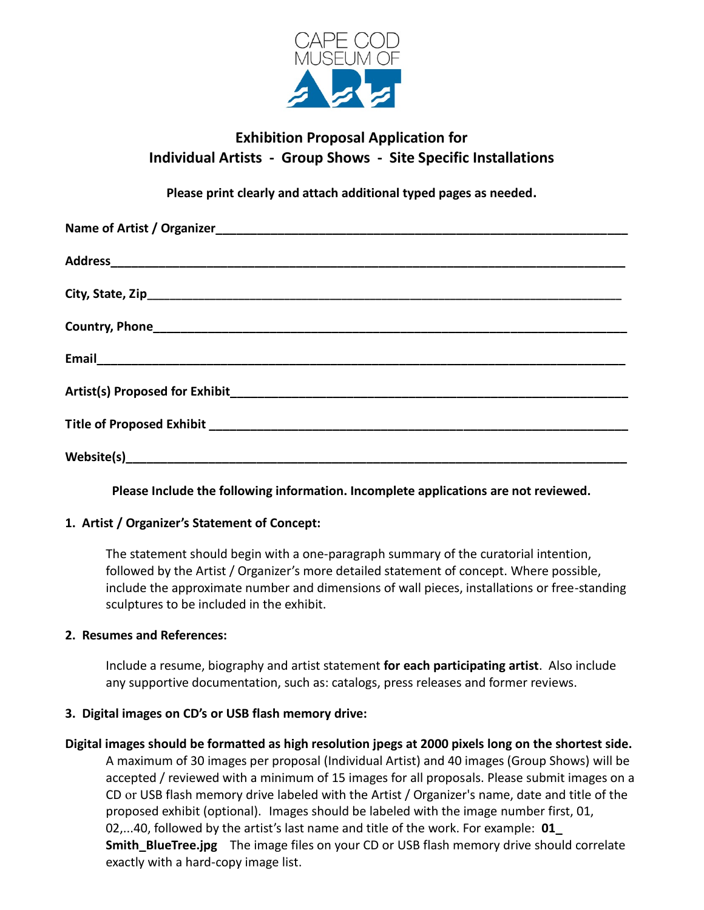CAPE COD MUSEUM OF ART

# Exhibition Proposal Application for Individual Artists - Group Shows - Site Specific Installations

**Please print clearly and attach additional typed pages as needed.**

**Name of Artist / Organizer**_______________________________________________

**Address**_______________________________________________

**City, State, Zip**_______________________________________________

**Country, Phone**_______________________________________________

**Email**_______________________________________________

**Artist(s) Proposed for Exhibit**_______________________________________________

**Title of Proposed Exhibit** _______________________________________________

**Website(s)**_______________________________________________

**Please Include the following information. Incomplete applications are not reviewed.**

**1. Artist / Organizer's Statement of Concept:**

The statement should begin with a one-paragraph summary of the curatorial intention, followed by the Artist / Organizer's more detailed statement of concept. Where possible, include the approximate number and dimensions of wall pieces, installations or free-standing sculptures to be included in the exhibit.

**2. Resumes and References:**

Include a resume, biography and artist statement **for each participating artist**. Also include any supportive documentation, such as: catalogs, press releases and former reviews.

**3. Digital images on CD's or USB flash memory drive:**

**Digital images should be formatted as high resolution jpegs at 2000 pixels long on the shortest side.** A maximum of 30 images per proposal (Individual Artist) and 40 images (Group Shows) will be accepted / reviewed with a minimum of 15 images for all proposals. Please submit images on a CD or USB flash memory drive labeled with the Artist / Organizer's name, date and title of the proposed exhibit (optional). Images should be labeled with the image number first, 01, 02,...40, followed by the artist's last name and title of the work. For example: **01_ Smith_BlueTree.jpg** The image files on your CD or USB flash memory drive should correlate exactly with a hard-copy image list.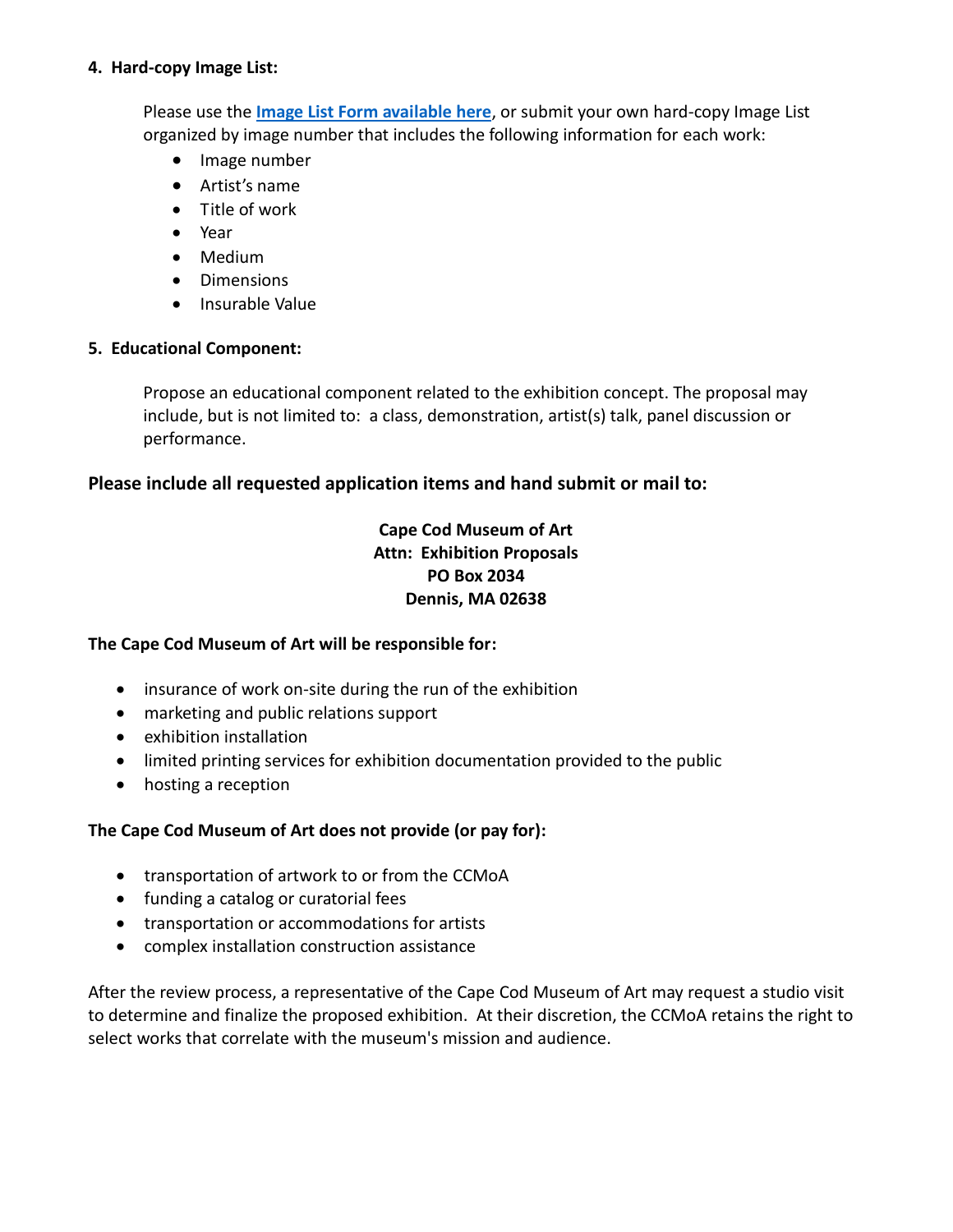**4. Hard-copy Image List:**

Please use the **Image List Form available here**, or submit your own hard-copy Image List organized by image number that includes the following information for each work:

- Image number
- Artist's name
- Title of work
- Year
- Medium
- Dimensions
- Insurable Value

**5. Educational Component:**

Propose an educational component related to the exhibition concept. The proposal may include, but is not limited to: a class, demonstration, artist(s) talk, panel discussion or performance.

### Please include all requested application items and hand submit or mail to:

**Cape Cod Museum of Art**
**Attn: Exhibition Proposals**
**PO Box 2034**
**Dennis, MA 02638**

**The Cape Cod Museum of Art will be responsible for:**

- insurance of work on-site during the run of the exhibition
- marketing and public relations support
- exhibition installation
- limited printing services for exhibition documentation provided to the public
- hosting a reception

**The Cape Cod Museum of Art does not provide (or pay for):**

- transportation of artwork to or from the CCMoA
- funding a catalog or curatorial fees
- transportation or accommodations for artists
- complex installation construction assistance

After the review process, a representative of the Cape Cod Museum of Art may request a studio visit to determine and finalize the proposed exhibition. At their discretion, the CCMoA retains the right to select works that correlate with the museum's mission and audience.